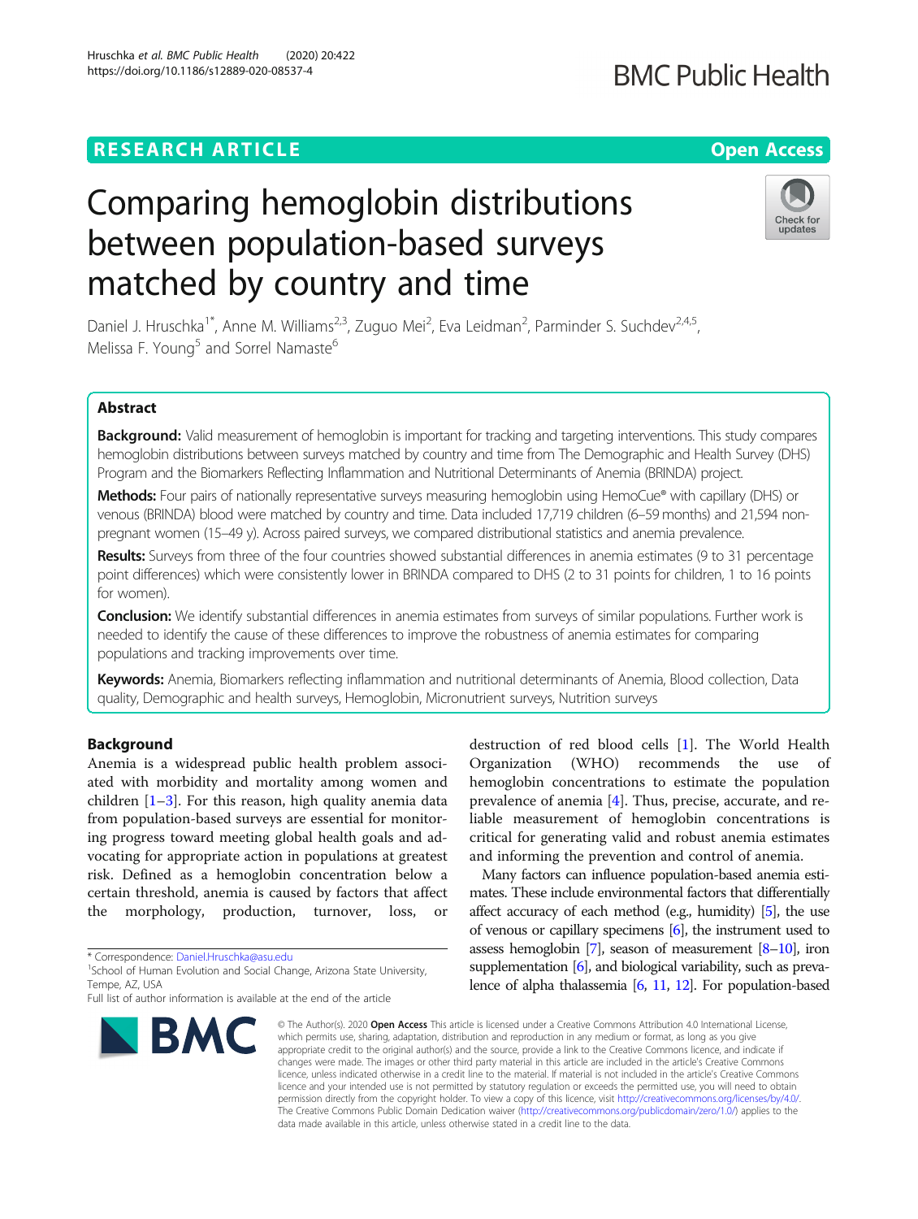RESEARCH ARTICLE

Open Access

# Comparing hemoglobin distributions between population-based surveys matched by country and time

Daniel J. Hruschka[1*], Anne M. Williams[2,3], Zuguo Mei[2], Eva Leidman[2], Parminder S. Suchdev[2,4,5], Melissa F. Young[5] and Sorrel Namaste[6]

## Abstract

**Background:** Valid measurement of hemoglobin is important for tracking and targeting interventions. This study compares hemoglobin distributions between surveys matched by country and time from The Demographic and Health Survey (DHS) Program and the Biomarkers Reflecting Inflammation and Nutritional Determinants of Anemia (BRINDA) project.

**Methods:** Four pairs of nationally representative surveys measuring hemoglobin using HemoCue® with capillary (DHS) or venous (BRINDA) blood were matched by country and time. Data included 17,719 children (6–59 months) and 21,594 non-pregnant women (15–49 y). Across paired surveys, we compared distributional statistics and anemia prevalence.

**Results:** Surveys from three of the four countries showed substantial differences in anemia estimates (9 to 31 percentage point differences) which were consistently lower in BRINDA compared to DHS (2 to 31 points for children, 1 to 16 points for women).

**Conclusion:** We identify substantial differences in anemia estimates from surveys of similar populations. Further work is needed to identify the cause of these differences to improve the robustness of anemia estimates for comparing populations and tracking improvements over time.

**Keywords:** Anemia, Biomarkers reflecting inflammation and nutritional determinants of Anemia, Blood collection, Data quality, Demographic and health surveys, Hemoglobin, Micronutrient surveys, Nutrition surveys

## Background

Anemia is a widespread public health problem associated with morbidity and mortality among women and children [1–3]. For this reason, high quality anemia data from population-based surveys are essential for monitoring progress toward meeting global health goals and advocating for appropriate action in populations at greatest risk. Defined as a hemoglobin concentration below a certain threshold, anemia is caused by factors that affect the morphology, production, turnover, loss, or destruction of red blood cells [1]. The World Health Organization (WHO) recommends the use of hemoglobin concentrations to estimate the population prevalence of anemia [4]. Thus, precise, accurate, and reliable measurement of hemoglobin concentrations is critical for generating valid and robust anemia estimates and informing the prevention and control of anemia.

Many factors can influence population-based anemia estimates. These include environmental factors that differentially affect accuracy of each method (e.g., humidity) [5], the use of venous or capillary specimens [6], the instrument used to assess hemoglobin [7], season of measurement [8–10], iron supplementation [6], and biological variability, such as prevalence of alpha thalassemia [6, 11, 12]. For population-based

* Correspondence: Daniel.Hruschka@asu.edu

[1]School of Human Evolution and Social Change, Arizona State University, Tempe, AZ, USA

Full list of author information is available at the end of the article

© The Author(s). 2020 **Open Access** This article is licensed under a Creative Commons Attribution 4.0 International License, which permits use, sharing, adaptation, distribution and reproduction in any medium or format, as long as you give appropriate credit to the original author(s) and the source, provide a link to the Creative Commons licence, and indicate if changes were made. The images or other third party material in this article are included in the article's Creative Commons licence, unless indicated otherwise in a credit line to the material. If material is not included in the article's Creative Commons licence and your intended use is not permitted by statutory regulation or exceeds the permitted use, you will need to obtain permission directly from the copyright holder. To view a copy of this licence, visit http://creativecommons.org/licenses/by/4.0/. The Creative Commons Public Domain Dedication waiver (http://creativecommons.org/publicdomain/zero/1.0/) applies to the data made available in this article, unless otherwise stated in a credit line to the data.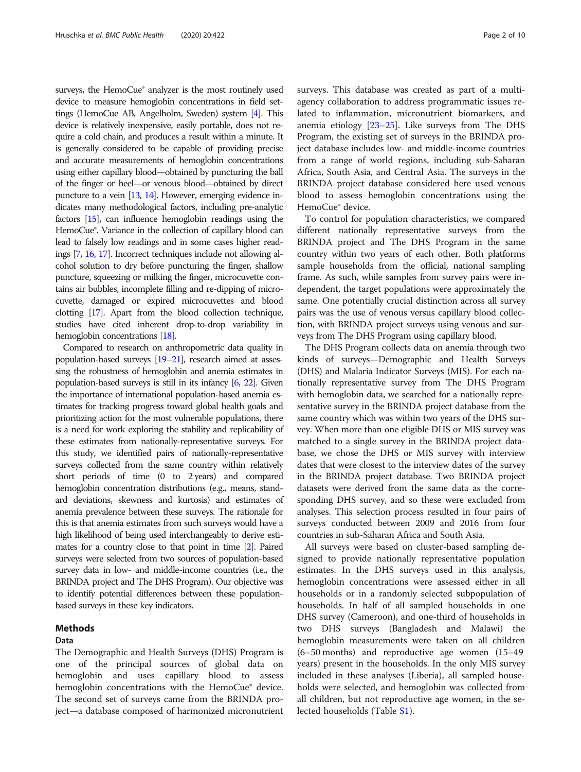surveys, the HemoCue® analyzer is the most routinely used device to measure hemoglobin concentrations in field settings (HemoCue AB, Angelholm, Sweden) system [4]. This device is relatively inexpensive, easily portable, does not require a cold chain, and produces a result within a minute. It is generally considered to be capable of providing precise and accurate measurements of hemoglobin concentrations using either capillary blood—obtained by puncturing the ball of the finger or heel—or venous blood—obtained by direct puncture to a vein [13, 14]. However, emerging evidence indicates many methodological factors, including pre-analytic factors [15], can influence hemoglobin readings using the HemoCue®. Variance in the collection of capillary blood can lead to falsely low readings and in some cases higher readings [7, 16, 17]. Incorrect techniques include not allowing alcohol solution to dry before puncturing the finger, shallow puncture, squeezing or milking the finger, microcuvette contains air bubbles, incomplete filling and re-dipping of microcuvette, damaged or expired microcuvettes and blood clotting [17]. Apart from the blood collection technique, studies have cited inherent drop-to-drop variability in hemoglobin concentrations [18].

Compared to research on anthropometric data quality in population-based surveys [19–21], research aimed at assessing the robustness of hemoglobin and anemia estimates in population-based surveys is still in its infancy [6, 22]. Given the importance of international population-based anemia estimates for tracking progress toward global health goals and prioritizing action for the most vulnerable populations, there is a need for work exploring the stability and replicability of these estimates from nationally-representative surveys. For this study, we identified pairs of nationally-representative surveys collected from the same country within relatively short periods of time (0 to 2 years) and compared hemoglobin concentration distributions (e.g., means, standard deviations, skewness and kurtosis) and estimates of anemia prevalence between these surveys. The rationale for this is that anemia estimates from such surveys would have a high likelihood of being used interchangeably to derive estimates for a country close to that point in time [2]. Paired surveys were selected from two sources of population-based survey data in low- and middle-income countries (i.e., the BRINDA project and The DHS Program). Our objective was to identify potential differences between these population-based surveys in these key indicators.

## Methods

### Data

The Demographic and Health Surveys (DHS) Program is one of the principal sources of global data on hemoglobin and uses capillary blood to assess hemoglobin concentrations with the HemoCue® device. The second set of surveys came from the BRINDA project—a database composed of harmonized micronutrient surveys. This database was created as part of a multi-agency collaboration to address programmatic issues related to inflammation, micronutrient biomarkers, and anemia etiology [23–25]. Like surveys from The DHS Program, the existing set of surveys in the BRINDA project database includes low- and middle-income countries from a range of world regions, including sub-Saharan Africa, South Asia, and Central Asia. The surveys in the BRINDA project database considered here used venous blood to assess hemoglobin concentrations using the HemoCue® device.

To control for population characteristics, we compared different nationally representative surveys from the BRINDA project and The DHS Program in the same country within two years of each other. Both platforms sample households from the official, national sampling frame. As such, while samples from survey pairs were independent, the target populations were approximately the same. One potentially crucial distinction across all survey pairs was the use of venous versus capillary blood collection, with BRINDA project surveys using venous and surveys from The DHS Program using capillary blood.

The DHS Program collects data on anemia through two kinds of surveys—Demographic and Health Surveys (DHS) and Malaria Indicator Surveys (MIS). For each nationally representative survey from The DHS Program with hemoglobin data, we searched for a nationally representative survey in the BRINDA project database from the same country which was within two years of the DHS survey. When more than one eligible DHS or MIS survey was matched to a single survey in the BRINDA project database, we chose the DHS or MIS survey with interview dates that were closest to the interview dates of the survey in the BRINDA project database. Two BRINDA project datasets were derived from the same data as the corresponding DHS survey, and so these were excluded from analyses. This selection process resulted in four pairs of surveys conducted between 2009 and 2016 from four countries in sub-Saharan Africa and South Asia.

All surveys were based on cluster-based sampling designed to provide nationally representative population estimates. In the DHS surveys used in this analysis, hemoglobin concentrations were assessed either in all households or in a randomly selected subpopulation of households. In half of all sampled households in one DHS survey (Cameroon), and one-third of households in two DHS surveys (Bangladesh and Malawi) the hemoglobin measurements were taken on all children (6–50 months) and reproductive age women (15–49 years) present in the households. In the only MIS survey included in these analyses (Liberia), all sampled households were selected, and hemoglobin was collected from all children, but not reproductive age women, in the selected households (Table S1).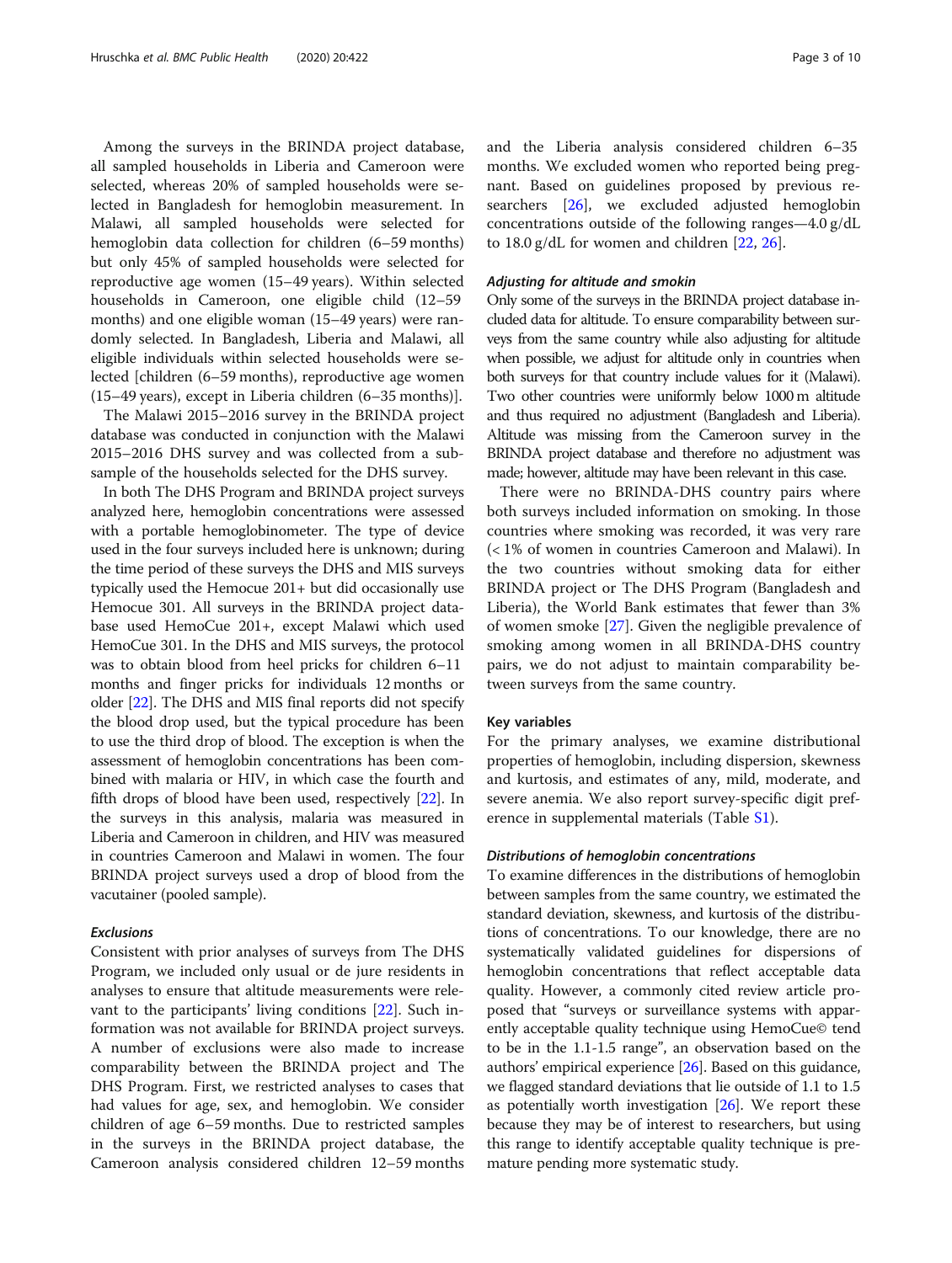Among the surveys in the BRINDA project database, all sampled households in Liberia and Cameroon were selected, whereas 20% of sampled households were selected in Bangladesh for hemoglobin measurement. In Malawi, all sampled households were selected for hemoglobin data collection for children (6–59 months) but only 45% of sampled households were selected for reproductive age women (15–49 years). Within selected households in Cameroon, one eligible child (12–59 months) and one eligible woman (15–49 years) were randomly selected. In Bangladesh, Liberia and Malawi, all eligible individuals within selected households were selected [children (6–59 months), reproductive age women (15–49 years), except in Liberia children (6–35 months)].

The Malawi 2015–2016 survey in the BRINDA project database was conducted in conjunction with the Malawi 2015–2016 DHS survey and was collected from a subsample of the households selected for the DHS survey.

In both The DHS Program and BRINDA project surveys analyzed here, hemoglobin concentrations were assessed with a portable hemoglobinometer. The type of device used in the four surveys included here is unknown; during the time period of these surveys the DHS and MIS surveys typically used the Hemocue 201+ but did occasionally use Hemocue 301. All surveys in the BRINDA project database used HemoCue 201+, except Malawi which used HemoCue 301. In the DHS and MIS surveys, the protocol was to obtain blood from heel pricks for children 6–11 months and finger pricks for individuals 12 months or older [22]. The DHS and MIS final reports did not specify the blood drop used, but the typical procedure has been to use the third drop of blood. The exception is when the assessment of hemoglobin concentrations has been combined with malaria or HIV, in which case the fourth and fifth drops of blood have been used, respectively [22]. In the surveys in this analysis, malaria was measured in Liberia and Cameroon in children, and HIV was measured in countries Cameroon and Malawi in women. The four BRINDA project surveys used a drop of blood from the vacutainer (pooled sample).

#### *Exclusions*

Consistent with prior analyses of surveys from The DHS Program, we included only usual or de jure residents in analyses to ensure that altitude measurements were relevant to the participants' living conditions [22]. Such information was not available for BRINDA project surveys. A number of exclusions were also made to increase comparability between the BRINDA project and The DHS Program. First, we restricted analyses to cases that had values for age, sex, and hemoglobin. We consider children of age 6–59 months. Due to restricted samples in the surveys in the BRINDA project database, the Cameroon analysis considered children 12–59 months and the Liberia analysis considered children 6–35 months. We excluded women who reported being pregnant. Based on guidelines proposed by previous researchers [26], we excluded adjusted hemoglobin concentrations outside of the following ranges—4.0 g/dL to 18.0 g/dL for women and children [22, 26].

#### *Adjusting for altitude and smokin*

Only some of the surveys in the BRINDA project database included data for altitude. To ensure comparability between surveys from the same country while also adjusting for altitude when possible, we adjust for altitude only in countries when both surveys for that country include values for it (Malawi). Two other countries were uniformly below 1000 m altitude and thus required no adjustment (Bangladesh and Liberia). Altitude was missing from the Cameroon survey in the BRINDA project database and therefore no adjustment was made; however, altitude may have been relevant in this case.

There were no BRINDA-DHS country pairs where both surveys included information on smoking. In those countries where smoking was recorded, it was very rare (< 1% of women in countries Cameroon and Malawi). In the two countries without smoking data for either BRINDA project or The DHS Program (Bangladesh and Liberia), the World Bank estimates that fewer than 3% of women smoke [27]. Given the negligible prevalence of smoking among women in all BRINDA-DHS country pairs, we do not adjust to maintain comparability between surveys from the same country.

### Key variables

For the primary analyses, we examine distributional properties of hemoglobin, including dispersion, skewness and kurtosis, and estimates of any, mild, moderate, and severe anemia. We also report survey-specific digit preference in supplemental materials (Table S1).

#### *Distributions of hemoglobin concentrations*

To examine differences in the distributions of hemoglobin between samples from the same country, we estimated the standard deviation, skewness, and kurtosis of the distributions of concentrations. To our knowledge, there are no systematically validated guidelines for dispersions of hemoglobin concentrations that reflect acceptable data quality. However, a commonly cited review article proposed that "surveys or surveillance systems with apparently acceptable quality technique using HemoCue© tend to be in the 1.1-1.5 range", an observation based on the authors' empirical experience [26]. Based on this guidance, we flagged standard deviations that lie outside of 1.1 to 1.5 as potentially worth investigation [26]. We report these because they may be of interest to researchers, but using this range to identify acceptable quality technique is premature pending more systematic study.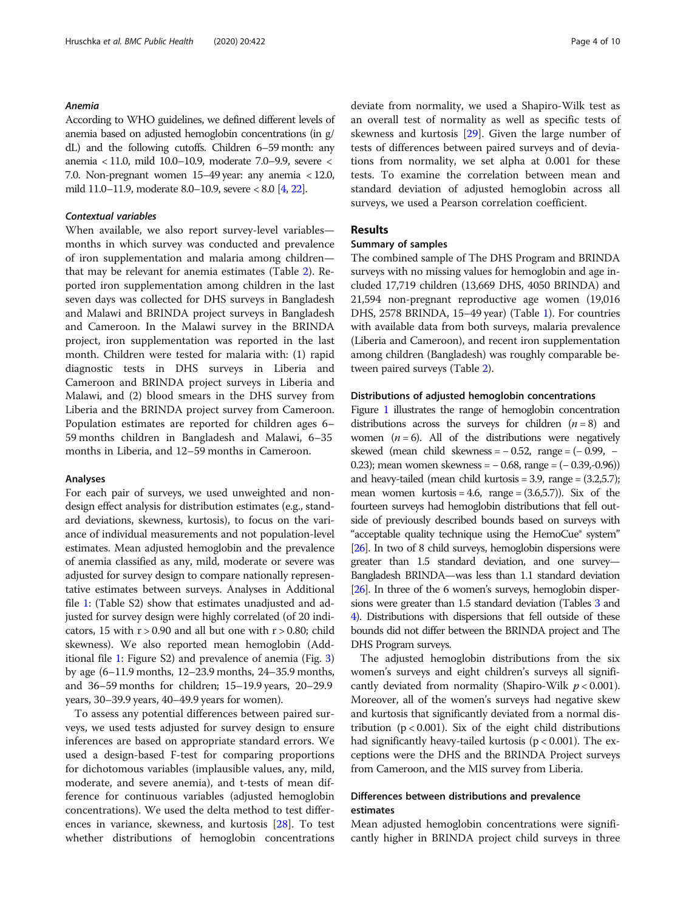#### *Anemia*

According to WHO guidelines, we defined different levels of anemia based on adjusted hemoglobin concentrations (in g/dL) and the following cutoffs. Children 6–59 month: any anemia < 11.0, mild 10.0–10.9, moderate 7.0–9.9, severe < 7.0. Non-pregnant women 15–49 year: any anemia < 12.0, mild 11.0–11.9, moderate 8.0–10.9, severe < 8.0 [4, 22].

#### *Contextual variables*

When available, we also report survey-level variables—months in which survey was conducted and prevalence of iron supplementation and malaria among children—that may be relevant for anemia estimates (Table 2). Reported iron supplementation among children in the last seven days was collected for DHS surveys in Bangladesh and Malawi and BRINDA project surveys in Bangladesh and Cameroon. In the Malawi survey in the BRINDA project, iron supplementation was reported in the last month. Children were tested for malaria with: (1) rapid diagnostic tests in DHS surveys in Liberia and Cameroon and BRINDA project surveys in Liberia and Malawi, and (2) blood smears in the DHS survey from Liberia and the BRINDA project survey from Cameroon. Population estimates are reported for children ages 6–59 months children in Bangladesh and Malawi, 6–35 months in Liberia, and 12–59 months in Cameroon.

### Analyses

For each pair of surveys, we used unweighted and non-design effect analysis for distribution estimates (e.g., standard deviations, skewness, kurtosis), to focus on the variance of individual measurements and not population-level estimates. Mean adjusted hemoglobin and the prevalence of anemia classified as any, mild, moderate or severe was adjusted for survey design to compare nationally representative estimates between surveys. Analyses in Additional file 1: (Table S2) show that estimates unadjusted and adjusted for survey design were highly correlated (of 20 indicators, 15 with $r > 0.90$ and all but one with $r > 0.80$; child skewness). We also reported mean hemoglobin (Additional file 1: Figure S2) and prevalence of anemia (Fig. 3) by age (6–11.9 months, 12–23.9 months, 24–35.9 months, and 36–59 months for children; 15–19.9 years, 20–29.9 years, 30–39.9 years, 40–49.9 years for women).

To assess any potential differences between paired surveys, we used tests adjusted for survey design to ensure inferences are based on appropriate standard errors. We used a design-based F-test for comparing proportions for dichotomous variables (implausible values, any, mild, moderate, and severe anemia), and t-tests of mean difference for continuous variables (adjusted hemoglobin concentrations). We used the delta method to test differences in variance, skewness, and kurtosis [28]. To test whether distributions of hemoglobin concentrations deviate from normality, we used a Shapiro-Wilk test as an overall test of normality as well as specific tests of skewness and kurtosis [29]. Given the large number of tests of differences between paired surveys and of deviations from normality, we set alpha at 0.001 for these tests. To examine the correlation between mean and standard deviation of adjusted hemoglobin across all surveys, we used a Pearson correlation coefficient.

## Results

### Summary of samples

The combined sample of The DHS Program and BRINDA surveys with no missing values for hemoglobin and age included 17,719 children (13,669 DHS, 4050 BRINDA) and 21,594 non-pregnant reproductive age women (19,016 DHS, 2578 BRINDA, 15–49 year) (Table 1). For countries with available data from both surveys, malaria prevalence (Liberia and Cameroon), and recent iron supplementation among children (Bangladesh) was roughly comparable between paired surveys (Table 2).

### Distributions of adjusted hemoglobin concentrations

Figure 1 illustrates the range of hemoglobin concentration distributions across the surveys for children ($n = 8$) and women ($n = 6$). All of the distributions were negatively skewed (mean child skewness = − 0.52, range = (− 0.99, − 0.23); mean women skewness = − 0.68, range = (− 0.39,-0.96)) and heavy-tailed (mean child kurtosis = 3.9, range = (3.2,5.7); mean women kurtosis = 4.6, range = (3.6,5.7)). Six of the fourteen surveys had hemoglobin distributions that fell outside of previously described bounds based on surveys with "acceptable quality technique using the HemoCue® system" [26]. In two of 8 child surveys, hemoglobin dispersions were greater than 1.5 standard deviation, and one survey—Bangladesh BRINDA—was less than 1.1 standard deviation [26]. In three of the 6 women's surveys, hemoglobin dispersions were greater than 1.5 standard deviation (Tables 3 and 4). Distributions with dispersions that fell outside of these bounds did not differ between the BRINDA project and The DHS Program surveys.

The adjusted hemoglobin distributions from the six women's surveys and eight children's surveys all significantly deviated from normality (Shapiro-Wilk $p < 0.001$). Moreover, all of the women's surveys had negative skew and kurtosis that significantly deviated from a normal distribution ($p < 0.001$). Six of the eight child distributions had significantly heavy-tailed kurtosis ($p < 0.001$). The exceptions were the DHS and the BRINDA Project surveys from Cameroon, and the MIS survey from Liberia.

### Differences between distributions and prevalence estimates

Mean adjusted hemoglobin concentrations were significantly higher in BRINDA project child surveys in three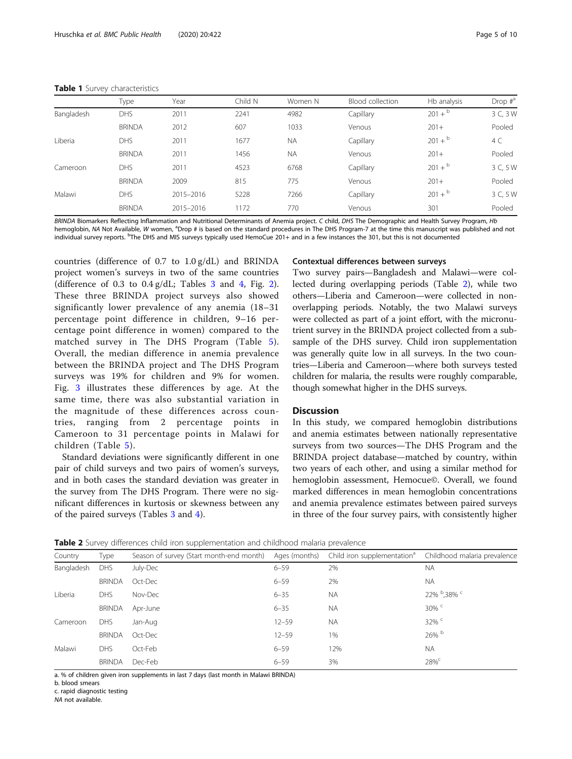**Table 1** Survey characteristics

| | Type | Year | Child N | Women N | Blood collection | Hb analysis | Drop #[a] |
|---|---|---|---|---|---|---|---|
| Bangladesh | DHS | 2011 | 2241 | 4982 | Capillary | 201 +[b] | 3 C, 3 W |
| | BRINDA | 2012 | 607 | 1033 | Venous | 201+ | Pooled |
| Liberia | DHS | 2011 | 1677 | NA | Capillary | 201 +[b] | 4 C |
| | BRINDA | 2011 | 1456 | NA | Venous | 201+ | Pooled |
| Cameroon | DHS | 2011 | 4523 | 6768 | Capillary | 201 +[b] | 3 C, 5 W |
| | BRINDA | 2009 | 815 | 775 | Venous | 201+ | Pooled |
| Malawi | DHS | 2015–2016 | 5228 | 7266 | Capillary | 201 +[b] | 3 C, 5 W |
| | BRINDA | 2015–2016 | 1172 | 770 | Venous | 301 | Pooled |

*BRINDA* Biomarkers Reflecting Inflammation and Nutritional Determinants of Anemia project. *C* child, *DHS* The Demographic and Health Survey Program, *Hb* hemoglobin, *NA* Not Available, *W* women, [a]Drop # is based on the standard procedures in The DHS Program-7 at the time this manuscript was published and not individual survey reports. [b]The DHS and MIS surveys typically used HemoCue 201+ and in a few instances the 301, but this is not documented

countries (difference of 0.7 to 1.0 g/dL) and BRINDA project women's surveys in two of the same countries (difference of 0.3 to 0.4 g/dL; Tables 3 and 4, Fig. 2). These three BRINDA project surveys also showed significantly lower prevalence of any anemia (18–31 percentage point difference in children, 9–16 percentage point difference in women) compared to the matched survey in The DHS Program (Table 5). Overall, the median difference in anemia prevalence between the BRINDA project and The DHS Program surveys was 19% for children and 9% for women. Fig. 3 illustrates these differences by age. At the same time, there was also substantial variation in the magnitude of these differences across countries, ranging from 2 percentage points in Cameroon to 31 percentage points in Malawi for children (Table 5).

Standard deviations were significantly different in one pair of child surveys and two pairs of women's surveys, and in both cases the standard deviation was greater in the survey from The DHS Program. There were no significant differences in kurtosis or skewness between any of the paired surveys (Tables 3 and 4).

### Contextual differences between surveys

Two survey pairs—Bangladesh and Malawi—were collected during overlapping periods (Table 2), while two others—Liberia and Cameroon—were collected in non-overlapping periods. Notably, the two Malawi surveys were collected as part of a joint effort, with the micronutrient survey in the BRINDA project collected from a sub-sample of the DHS survey. Child iron supplementation was generally quite low in all surveys. In the two countries—Liberia and Cameroon—where both surveys tested children for malaria, the results were roughly comparable, though somewhat higher in the DHS surveys.

## Discussion

In this study, we compared hemoglobin distributions and anemia estimates between nationally representative surveys from two sources—The DHS Program and the BRINDA project database—matched by country, within two years of each other, and using a similar method for hemoglobin assessment, Hemocue©. Overall, we found marked differences in mean hemoglobin concentrations and anemia prevalence estimates between paired surveys in three of the four survey pairs, with consistently higher

**Table 2** Survey differences child iron supplementation and childhood malaria prevalence

| Country | Type | Season of survey (Start month-end month) | Ages (months) | Child iron supplementation[a] | Childhood malaria prevalence |
|---|---|---|---|---|---|
| Bangladesh | DHS | July-Dec | 6–59 | 2% | NA |
| | BRINDA | Oct-Dec | 6–59 | 2% | NA |
| Liberia | DHS | Nov-Dec | 6–35 | NA | 22% [b],38% [c] |
| | BRINDA | Apr-June | 6–35 | NA | 30% [c] |
| Cameroon | DHS | Jan-Aug | 12–59 | NA | 32% [c] |
| | BRINDA | Oct-Dec | 12–59 | 1% | 26% [b] |
| Malawi | DHS | Oct-Feb | 6–59 | 12% | NA |
| | BRINDA | Dec-Feb | 6–59 | 3% | 28%[c] |

a. % of children given iron supplements in last 7 days (last month in Malawi BRINDA)
b. blood smears
c. rapid diagnostic testing
*NA* not available.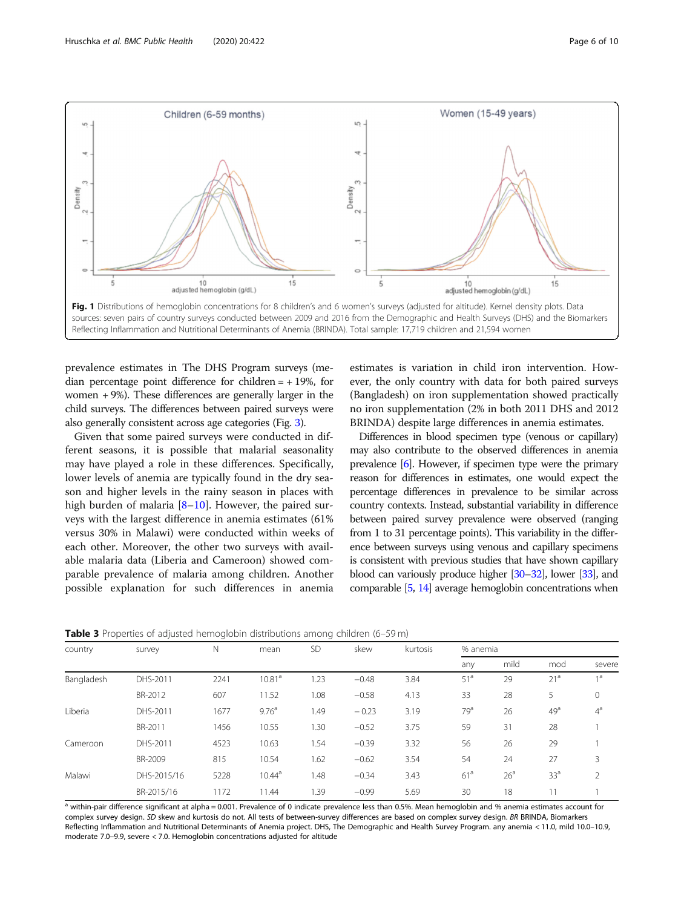Fig. 1 Distributions of hemoglobin concentrations for 8 children's and 6 women's surveys (adjusted for altitude). Kernel density plots. Data sources: seven pairs of country surveys conducted between 2009 and 2016 from the Demographic and Health Surveys (DHS) and the Biomarkers Reflecting Inflammation and Nutritional Determinants of Anemia (BRINDA). Total sample: 17,719 children and 21,594 women

prevalence estimates in The DHS Program surveys (median percentage point difference for children = + 19%, for women + 9%). These differences are generally larger in the child surveys. The differences between paired surveys were also generally consistent across age categories (Fig. 3).

Given that some paired surveys were conducted in different seasons, it is possible that malarial seasonality may have played a role in these differences. Specifically, lower levels of anemia are typically found in the dry season and higher levels in the rainy season in places with high burden of malaria [8–10]. However, the paired surveys with the largest difference in anemia estimates (61% versus 30% in Malawi) were conducted within weeks of each other. Moreover, the other two surveys with available malaria data (Liberia and Cameroon) showed comparable prevalence of malaria among children. Another possible explanation for such differences in anemia estimates is variation in child iron intervention. However, the only country with data for both paired surveys (Bangladesh) on iron supplementation showed practically no iron supplementation (2% in both 2011 DHS and 2012 BRINDA) despite large differences in anemia estimates.

Differences in blood specimen type (venous or capillary) may also contribute to the observed differences in anemia prevalence [6]. However, if specimen type were the primary reason for differences in estimates, one would expect the percentage differences in prevalence to be similar across country contexts. Instead, substantial variability in difference between paired survey prevalence were observed (ranging from 1 to 31 percentage points). This variability in the difference between surveys using venous and capillary specimens is consistent with previous studies that have shown capillary blood can variously produce higher [30–32], lower [33], and comparable [5, 14] average hemoglobin concentrations when

**Table 3** Properties of adjusted hemoglobin distributions among children (6–59 m)

| country | survey | N | mean | SD | skew | kurtosis | % anemia | | | |
|---|---|---|---|---|---|---|---|---|---|---|
| | | | | | | | any | mild | mod | severe |
| Bangladesh | DHS-2011 | 2241 | 10.81[a] | 1.23 | −0.48 | 3.84 | 51[a] | 29 | 21[a] | 1[a] |
| | BR-2012 | 607 | 11.52 | 1.08 | −0.58 | 4.13 | 33 | 28 | 5 | 0 |
| Liberia | DHS-2011 | 1677 | 9.76[a] | 1.49 | −0.23 | 3.19 | 79[a] | 26 | 49[a] | 4[a] |
| | BR-2011 | 1456 | 10.55 | 1.30 | −0.52 | 3.75 | 59 | 31 | 28 | 1 |
| Cameroon | DHS-2011 | 4523 | 10.63 | 1.54 | −0.39 | 3.32 | 56 | 26 | 29 | 1 |
| | BR-2009 | 815 | 10.54 | 1.62 | −0.62 | 3.54 | 54 | 24 | 27 | 3 |
| Malawi | DHS-2015/16 | 5228 | 10.44[a] | 1.48 | −0.34 | 3.43 | 61[a] | 26[a] | 33[a] | 2 |
| | BR-2015/16 | 1172 | 11.44 | 1.39 | −0.99 | 5.69 | 30 | 18 | 11 | 1 |

[a] within-pair difference significant at alpha = 0.001. Prevalence of 0 indicate prevalence less than 0.5%. Mean hemoglobin and % anemia estimates account for complex survey design. *SD* skew and kurtosis do not. All tests of between-survey differences are based on complex survey design. *BR* BRINDA, Biomarkers Reflecting Inflammation and Nutritional Determinants of Anemia project. DHS, The Demographic and Health Survey Program. any anemia < 11.0, mild 10.0–10.9, moderate 7.0–9.9, severe < 7.0. Hemoglobin concentrations adjusted for altitude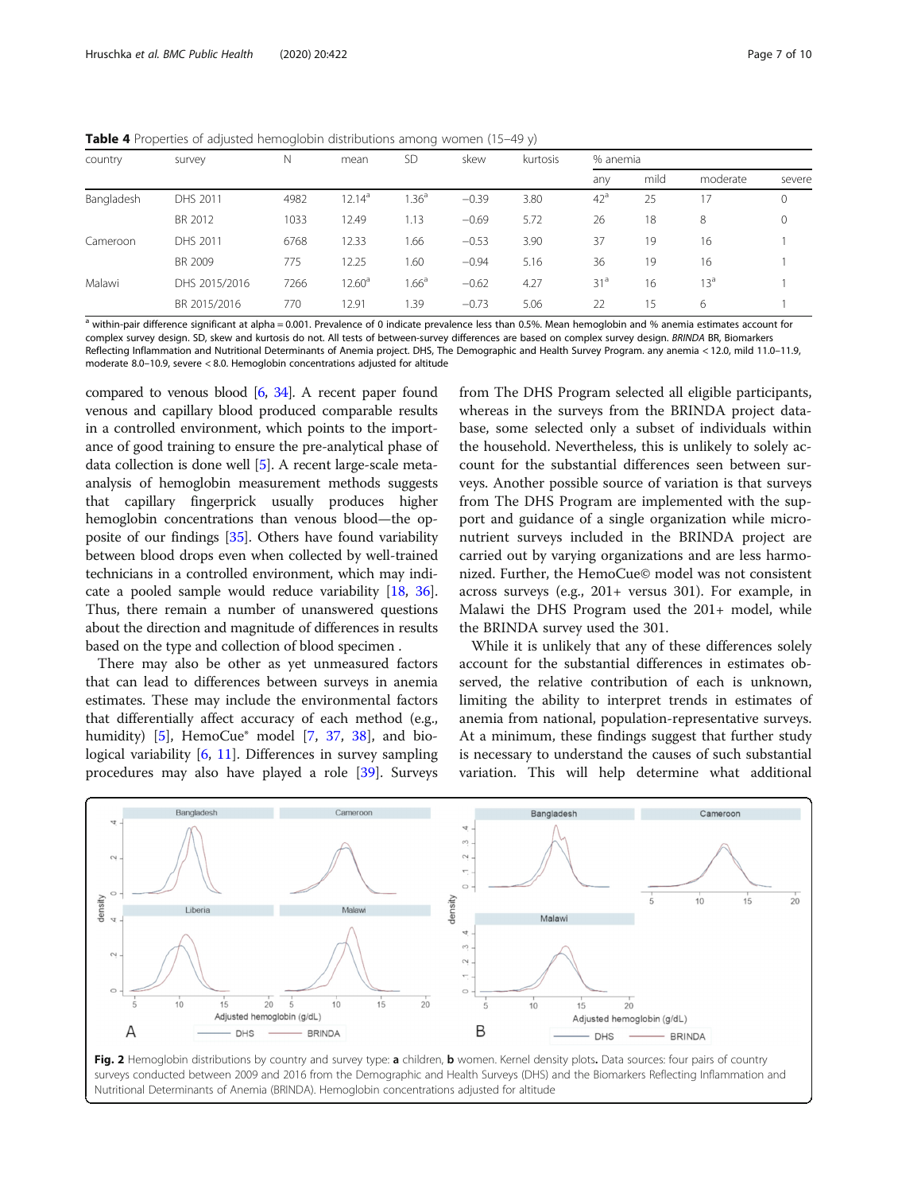**Table 4** Properties of adjusted hemoglobin distributions among women (15–49 y)

| country | survey | N | mean | SD | skew | kurtosis | % anemia | | | |
|---|---|---|---|---|---|---|---|---|---|---|
| | | | | | | | any | mild | moderate | severe |
| Bangladesh | DHS 2011 | 4982 | 12.14[a] | 1.36[a] | −0.39 | 3.80 | 42[a] | 25 | 17 | 0 |
| | BR 2012 | 1033 | 12.49 | 1.13 | −0.69 | 5.72 | 26 | 18 | 8 | 0 |
| Cameroon | DHS 2011 | 6768 | 12.33 | 1.66 | −0.53 | 3.90 | 37 | 19 | 16 | 1 |
| | BR 2009 | 775 | 12.25 | 1.60 | −0.94 | 5.16 | 36 | 19 | 16 | 1 |
| Malawi | DHS 2015/2016 | 7266 | 12.60[a] | 1.66[a] | −0.62 | 4.27 | 31[a] | 16 | 13[a] | 1 |
| | BR 2015/2016 | 770 | 12.91 | 1.39 | −0.73 | 5.06 | 22 | 15 | 6 | 1 |

[a] within-pair difference significant at alpha = 0.001. Prevalence of 0 indicate prevalence less than 0.5%. Mean hemoglobin and % anemia estimates account for complex survey design. SD, skew and kurtosis do not. All tests of between-survey differences are based on complex survey design. *BRINDA* BR, Biomarkers Reflecting Inflammation and Nutritional Determinants of Anemia project. DHS, The Demographic and Health Survey Program. any anemia < 12.0, mild 11.0–11.9, moderate 8.0–10.9, severe < 8.0. Hemoglobin concentrations adjusted for altitude

compared to venous blood [6, 34]. A recent paper found venous and capillary blood produced comparable results in a controlled environment, which points to the importance of good training to ensure the pre-analytical phase of data collection is done well [5]. A recent large-scale meta-analysis of hemoglobin measurement methods suggests that capillary fingerprick usually produces higher hemoglobin concentrations than venous blood—the opposite of our findings [35]. Others have found variability between blood drops even when collected by well-trained technicians in a controlled environment, which may indicate a pooled sample would reduce variability [18, 36]. Thus, there remain a number of unanswered questions about the direction and magnitude of differences in results based on the type and collection of blood specimen .

There may also be other as yet unmeasured factors that can lead to differences between surveys in anemia estimates. These may include the environmental factors that differentially affect accuracy of each method (e.g., humidity) [5], HemoCue® model [7, 37, 38], and biological variability [6, 11]. Differences in survey sampling procedures may also have played a role [39]. Surveys from The DHS Program selected all eligible participants, whereas in the surveys from the BRINDA project database, some selected only a subset of individuals within the household. Nevertheless, this is unlikely to solely account for the substantial differences seen between surveys. Another possible source of variation is that surveys from The DHS Program are implemented with the support and guidance of a single organization while micronutrient surveys included in the BRINDA project are carried out by varying organizations and are less harmonized. Further, the HemoCue© model was not consistent across surveys (e.g., 201+ versus 301). For example, in Malawi the DHS Program used the 201+ model, while the BRINDA survey used the 301.

While it is unlikely that any of these differences solely account for the substantial differences in estimates observed, the relative contribution of each is unknown, limiting the ability to interpret trends in estimates of anemia from national, population-representative surveys. At a minimum, these findings suggest that further study is necessary to understand the causes of such substantial variation. This will help determine what additional

**Fig. 2** Hemoglobin distributions by country and survey type: **a** children, **b** women. Kernel density plots. Data sources: four pairs of country surveys conducted between 2009 and 2016 from the Demographic and Health Surveys (DHS) and the Biomarkers Reflecting Inflammation and Nutritional Determinants of Anemia (BRINDA). Hemoglobin concentrations adjusted for altitude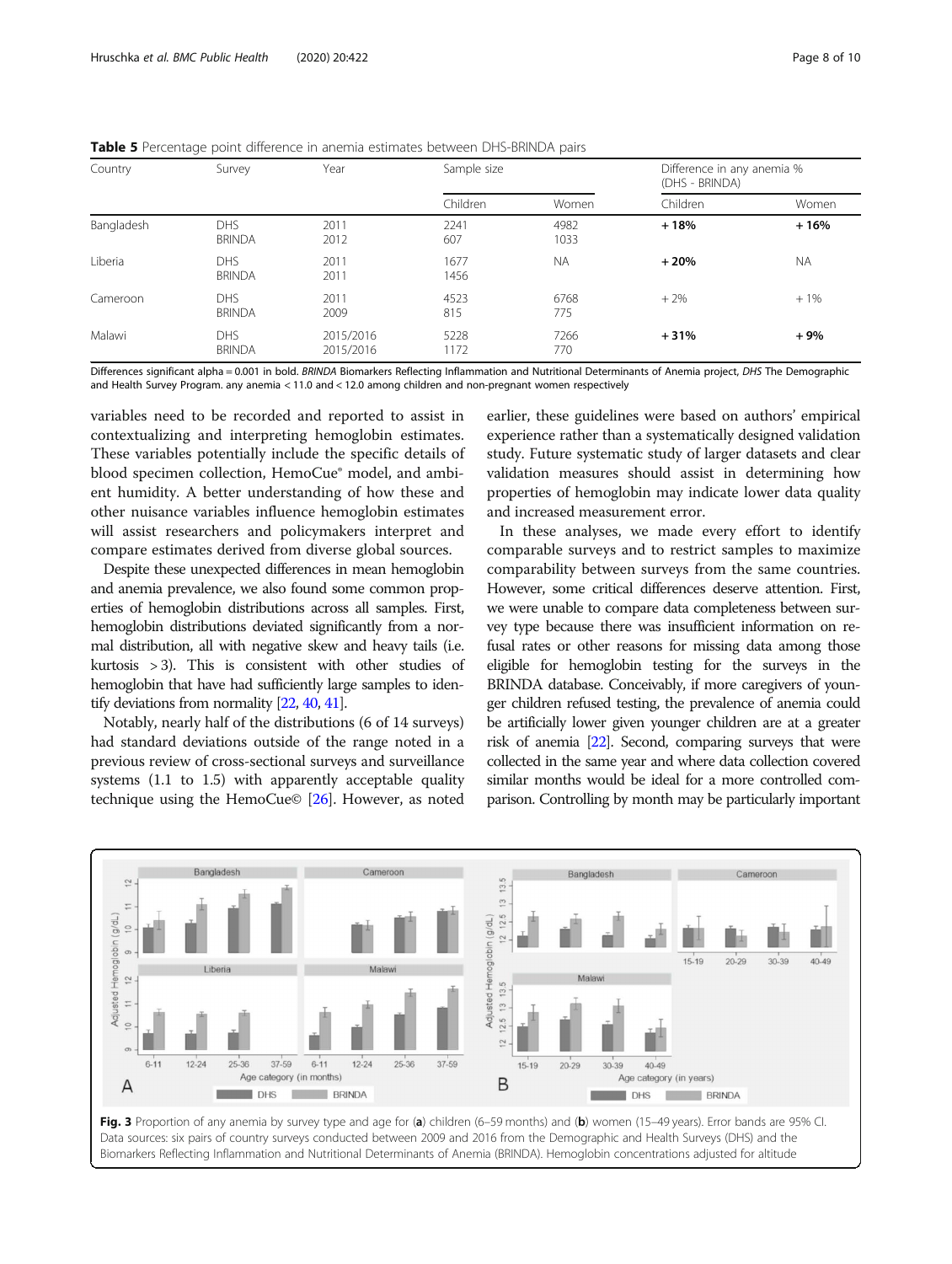**Table 5** Percentage point difference in anemia estimates between DHS-BRINDA pairs

| Country | Survey | Year | Sample size | | Difference in any anemia % (DHS - BRINDA) | |
|---|---|---|---|---|---|---|
| | | | Children | Women | Children | Women |
| Bangladesh | DHS<br>BRINDA | 2011<br>2012 | 2241<br>607 | 4982<br>1033 | **+18%** | **+16%** |
| Liberia | DHS<br>BRINDA | 2011<br>2011 | 1677<br>1456 | NA | **+20%** | NA |
| Cameroon | DHS<br>BRINDA | 2011<br>2009 | 4523<br>815 | 6768<br>775 | +2% | +1% |
| Malawi | DHS<br>BRINDA | 2015/2016<br>2015/2016 | 5228<br>1172 | 7266<br>770 | **+31%** | **+9%** |

Differences significant alpha = 0.001 in bold. *BRINDA* Biomarkers Reflecting Inflammation and Nutritional Determinants of Anemia project, *DHS* The Demographic and Health Survey Program. any anemia < 11.0 and < 12.0 among children and non-pregnant women respectively

variables need to be recorded and reported to assist in contextualizing and interpreting hemoglobin estimates. These variables potentially include the specific details of blood specimen collection, HemoCue® model, and ambient humidity. A better understanding of how these and other nuisance variables influence hemoglobin estimates will assist researchers and policymakers interpret and compare estimates derived from diverse global sources.

Despite these unexpected differences in mean hemoglobin and anemia prevalence, we also found some common properties of hemoglobin distributions across all samples. First, hemoglobin distributions deviated significantly from a normal distribution, all with negative skew and heavy tails (i.e. kurtosis > 3). This is consistent with other studies of hemoglobin that have had sufficiently large samples to identify deviations from normality [22, 40, 41].

Notably, nearly half of the distributions (6 of 14 surveys) had standard deviations outside of the range noted in a previous review of cross-sectional surveys and surveillance systems (1.1 to 1.5) with apparently acceptable quality technique using the HemoCue© [26]. However, as noted earlier, these guidelines were based on authors' empirical experience rather than a systematically designed validation study. Future systematic study of larger datasets and clear validation measures should assist in determining how properties of hemoglobin may indicate lower data quality and increased measurement error.

In these analyses, we made every effort to identify comparable surveys and to restrict samples to maximize comparability between surveys from the same countries. However, some critical differences deserve attention. First, we were unable to compare data completeness between survey type because there was insufficient information on refusal rates or other reasons for missing data among those eligible for hemoglobin testing for the surveys in the BRINDA database. Conceivably, if more caregivers of younger children refused testing, the prevalence of anemia could be artificially lower given younger children are at a greater risk of anemia [22]. Second, comparing surveys that were collected in the same year and where data collection covered similar months would be ideal for a more controlled comparison. Controlling by month may be particularly important

**Fig. 3** Proportion of any anemia by survey type and age for (**a**) children (6–59 months) and (**b**) women (15–49 years). Error bands are 95% CI. Data sources: six pairs of country surveys conducted between 2009 and 2016 from the Demographic and Health Surveys (DHS) and the Biomarkers Reflecting Inflammation and Nutritional Determinants of Anemia (BRINDA). Hemoglobin concentrations adjusted for altitude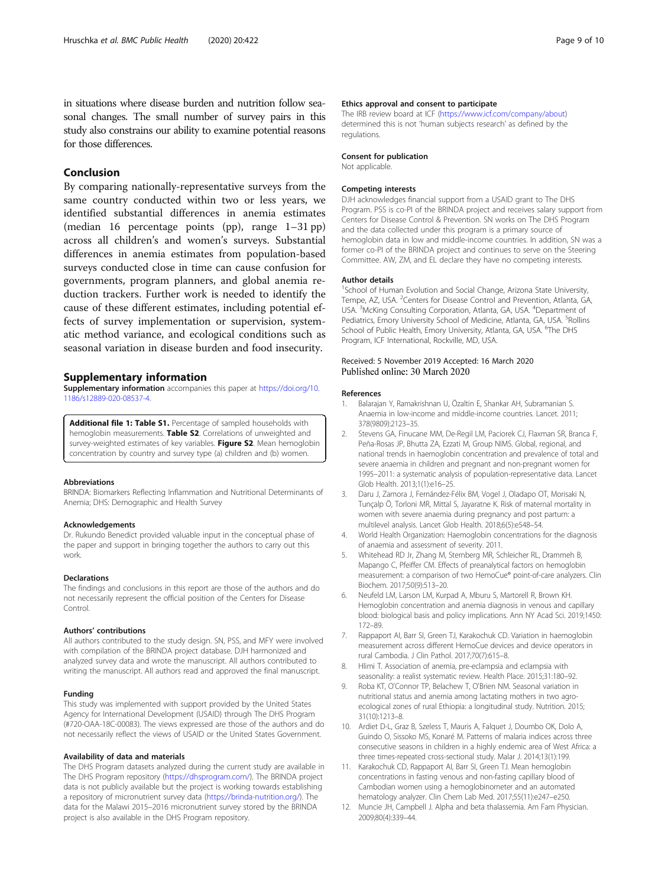in situations where disease burden and nutrition follow seasonal changes. The small number of survey pairs in this study also constrains our ability to examine potential reasons for those differences.

## Conclusion

By comparing nationally-representative surveys from the same country conducted within two or less years, we identified substantial differences in anemia estimates (median 16 percentage points (pp), range 1–31 pp) across all children's and women's surveys. Substantial differences in anemia estimates from population-based surveys conducted close in time can cause confusion for governments, program planners, and global anemia reduction trackers. Further work is needed to identify the cause of these different estimates, including potential effects of survey implementation or supervision, systematic method variance, and ecological conditions such as seasonal variation in disease burden and food insecurity.

## Supplementary information

**Supplementary information** accompanies this paper at https://doi.org/10.1186/s12889-020-08537-4.

> **Additional file 1: Table S1.** Percentage of sampled households with hemoglobin measurements. **Table S2**. Correlations of unweighted and survey-weighted estimates of key variables. **Figure S2**. Mean hemoglobin concentration by country and survey type (a) children and (b) women.

#### Abbreviations

BRINDA: Biomarkers Reflecting Inflammation and Nutritional Determinants of Anemia; DHS: Demographic and Health Survey

#### Acknowledgements

Dr. Rukundo Benedict provided valuable input in the conceptual phase of the paper and support in bringing together the authors to carry out this work.

#### Declarations

The findings and conclusions in this report are those of the authors and do not necessarily represent the official position of the Centers for Disease Control.

#### Authors' contributions

All authors contributed to the study design. SN, PSS, and MFY were involved with compilation of the BRINDA project database. DJH harmonized and analyzed survey data and wrote the manuscript. All authors contributed to writing the manuscript. All authors read and approved the final manuscript.

#### Funding

This study was implemented with support provided by the United States Agency for International Development (USAID) through The DHS Program (#720-OAA-18C-00083). The views expressed are those of the authors and do not necessarily reflect the views of USAID or the United States Government.

#### Availability of data and materials

The DHS Program datasets analyzed during the current study are available in The DHS Program repository (https://dhsprogram.com/). The BRINDA project data is not publicly available but the project is working towards establishing a repository of micronutrient survey data (https://brinda-nutrition.org/). The data for the Malawi 2015–2016 micronutrient survey stored by the BRINDA project is also available in the DHS Program repository.

#### Ethics approval and consent to participate

The IRB review board at ICF (https://www.icf.com/company/about) determined this is not 'human subjects research' as defined by the regulations.

#### Consent for publication

Not applicable.

#### Competing interests

DJH acknowledges financial support from a USAID grant to The DHS Program. PSS is co-PI of the BRINDA project and receives salary support from Centers for Disease Control & Prevention. SN works on The DHS Program and the data collected under this program is a primary source of hemoglobin data in low and middle-income countries. In addition, SN was a former co-PI of the BRINDA project and continues to serve on the Steering Committee. AW, ZM, and EL declare they have no competing interests.

#### Author details

[1]School of Human Evolution and Social Change, Arizona State University, Tempe, AZ, USA. [2]Centers for Disease Control and Prevention, Atlanta, GA, USA. [3]McKing Consulting Corporation, Atlanta, GA, USA. [4]Department of Pediatrics, Emory University School of Medicine, Atlanta, GA, USA. [5]Rollins School of Public Health, Emory University, Atlanta, GA, USA. [6]The DHS Program, ICF International, Rockville, MD, USA.

Received: 5 November 2019 Accepted: 16 March 2020
Published online: 30 March 2020

#### References

1. Balarajan Y, Ramakrishnan U, Özaltin E, Shankar AH, Subramanian S. Anaemia in low-income and middle-income countries. Lancet. 2011; 378(9809):2123–35.
2. Stevens GA, Finucane MM, De-Regil LM, Paciorek CJ, Flaxman SR, Branca F, Peña-Rosas JP, Bhutta ZA, Ezzati M, Group NIMS. Global, regional, and national trends in haemoglobin concentration and prevalence of total and severe anaemia in children and pregnant and non-pregnant women for 1995–2011: a systematic analysis of population-representative data. Lancet Glob Health. 2013;1(1):e16–25.
3. Daru J, Zamora J, Fernández-Félix BM, Vogel J, Oladapo OT, Morisaki N, Tunçalp Ö, Torloni MR, Mittal S, Jayaratne K. Risk of maternal mortality in women with severe anaemia during pregnancy and post partum: a multilevel analysis. Lancet Glob Health. 2018;6(5):e548–54.
4. World Health Organization: Haemoglobin concentrations for the diagnosis of anaemia and assessment of severity. 2011.
5. Whitehead RD Jr, Zhang M, Sternberg MR, Schleicher RL, Drammeh B, Mapango C, Pfeiffer CM. Effects of preanalytical factors on hemoglobin measurement: a comparison of two HemoCue® point-of-care analyzers. Clin Biochem. 2017;50(9):513–20.
6. Neufeld LM, Larson LM, Kurpad A, Mburu S, Martorell R, Brown KH. Hemoglobin concentration and anemia diagnosis in venous and capillary blood: biological basis and policy implications. Ann NY Acad Sci. 2019;1450: 172–89.
7. Rappaport AI, Barr SI, Green TJ, Karakochuk CD. Variation in haemoglobin measurement across different HemoCue devices and device operators in rural Cambodia. J Clin Pathol. 2017;70(7):615–8.
8. Hlimi T. Association of anemia, pre-eclampsia and eclampsia with seasonality: a realist systematic review. Health Place. 2015;31:180–92.
9. Roba KT, O'Connor TP, Belachew T, O'Brien NM. Seasonal variation in nutritional status and anemia among lactating mothers in two agro-ecological zones of rural Ethiopia: a longitudinal study. Nutrition. 2015; 31(10):1213–8.
10. Ardiet D-L, Graz B, Szeless T, Mauris A, Falquet J, Doumbo OK, Dolo A, Guindo O, Sissoko MS, Konaré M. Patterns of malaria indices across three consecutive seasons in children in a highly endemic area of West Africa: a three times-repeated cross-sectional study. Malar J. 2014;13(1):199.
11. Karakochuk CD, Rappaport AI, Barr SI, Green TJ. Mean hemoglobin concentrations in fasting venous and non-fasting capillary blood of Cambodian women using a hemoglobinometer and an automated hematology analyzer. Clin Chem Lab Med. 2017;55(11):e247–e250.
12. Muncie JH, Campbell J. Alpha and beta thalassemia. Am Fam Physician. 2009;80(4):339–44.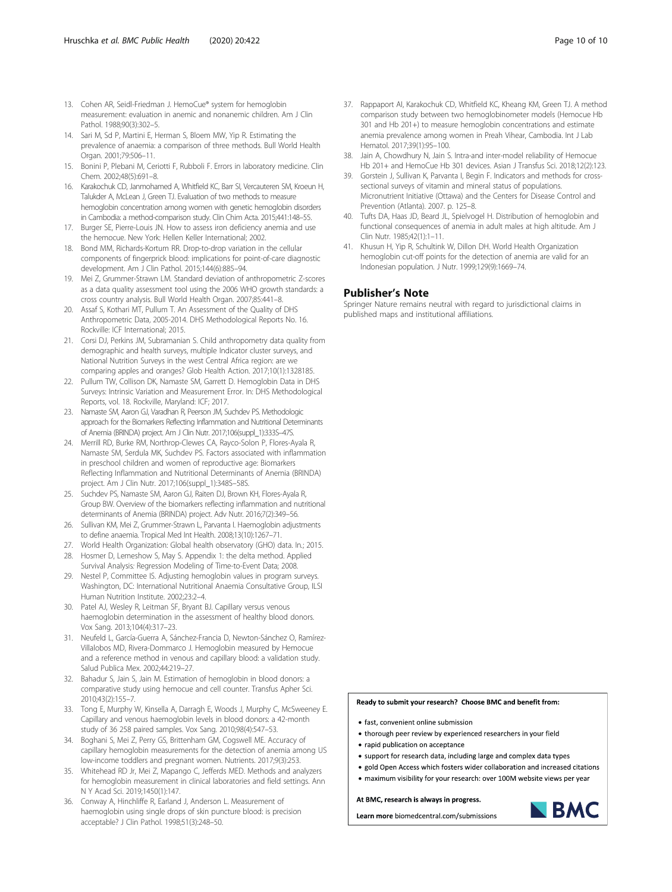13. Cohen AR, Seidl-Friedman J. HemoCue® system for hemoglobin measurement: evaluation in anemic and nonanemic children. Am J Clin Pathol. 1988;90(3):302–5.
14. Sari M, Sd P, Martini E, Herman S, Bloem MW, Yip R. Estimating the prevalence of anaemia: a comparison of three methods. Bull World Health Organ. 2001;79:506–11.
15. Bonini P, Plebani M, Ceriotti F, Rubboli F. Errors in laboratory medicine. Clin Chem. 2002;48(5):691–8.
16. Karakochuk CD, Janmohamed A, Whitfield KC, Barr SI, Vercauteren SM, Kroeun H, Talukder A, McLean J, Green TJ. Evaluation of two methods to measure hemoglobin concentration among women with genetic hemoglobin disorders in Cambodia: a method-comparison study. Clin Chim Acta. 2015;441:148–55.
17. Burger SE, Pierre-Louis JN. How to assess iron deficiency anemia and use the hemocue. New York: Hellen Keller International; 2002.
18. Bond MM, Richards-Kortum RR. Drop-to-drop variation in the cellular components of fingerprick blood: implications for point-of-care diagnostic development. Am J Clin Pathol. 2015;144(6):885–94.
19. Mei Z, Grummer-Strawn LM. Standard deviation of anthropometric Z-scores as a data quality assessment tool using the 2006 WHO growth standards: a cross country analysis. Bull World Health Organ. 2007;85:441–8.
20. Assaf S, Kothari MT, Pullum T. An Assessment of the Quality of DHS Anthropometric Data, 2005-2014. DHS Methodological Reports No. 16. Rockville: ICF International; 2015.
21. Corsi DJ, Perkins JM, Subramanian S. Child anthropometry data quality from demographic and health surveys, multiple Indicator cluster surveys, and National Nutrition Surveys in the west Central Africa region: are we comparing apples and oranges? Glob Health Action. 2017;10(1):1328185.
22. Pullum TW, Collison DK, Namaste SM, Garrett D. Hemoglobin Data in DHS Surveys: Intrinsic Variation and Measurement Error. In: DHS Methodological Reports, vol. 18. Rockville, Maryland: ICF; 2017.
23. Namaste SM, Aaron GJ, Varadhan R, Peerson JM, Suchdev PS. Methodologic approach for the Biomarkers Reflecting Inflammation and Nutritional Determinants of Anemia (BRINDA) project. Am J Clin Nutr. 2017;106(suppl_1):333S–47S.
24. Merrill RD, Burke RM, Northrop-Clewes CA, Rayco-Solon P, Flores-Ayala R, Namaste SM, Serdula MK, Suchdev PS. Factors associated with inflammation in preschool children and women of reproductive age: Biomarkers Reflecting Inflammation and Nutritional Determinants of Anemia (BRINDA) project. Am J Clin Nutr. 2017;106(suppl_1):348S–58S.
25. Suchdev PS, Namaste SM, Aaron GJ, Raiten DJ, Brown KH, Flores-Ayala R, Group BW. Overview of the biomarkers reflecting inflammation and nutritional determinants of Anemia (BRINDA) project. Adv Nutr. 2016;7(2):349–56.
26. Sullivan KM, Mei Z, Grummer-Strawn L, Parvanta I. Haemoglobin adjustments to define anaemia. Tropical Med Int Health. 2008;13(10):1267–71.
27. World Health Organization: Global health observatory (GHO) data. In.; 2015.
28. Hosmer D, Lemeshow S, May S. Appendix 1: the delta method. Applied Survival Analysis: Regression Modeling of Time-to-Event Data; 2008.
29. Nestel P, Committee IS. Adjusting hemoglobin values in program surveys. Washington, DC: International Nutritional Anaemia Consultative Group, ILSI Human Nutrition Institute. 2002;23:2–4.
30. Patel AJ, Wesley R, Leitman SF, Bryant BJ. Capillary versus venous haemoglobin determination in the assessment of healthy blood donors. Vox Sang. 2013;104(4):317–23.
31. Neufeld L, García-Guerra A, Sánchez-Francia D, Newton-Sánchez O, Ramírez-Villalobos MD, Rivera-Dommarco J. Hemoglobin measured by Hemocue and a reference method in venous and capillary blood: a validation study. Salud Publica Mex. 2002;44:219–27.
32. Bahadur S, Jain S, Jain M. Estimation of hemoglobin in blood donors: a comparative study using hemocue and cell counter. Transfus Apher Sci. 2010;43(2):155–7.
33. Tong E, Murphy W, Kinsella A, Darragh E, Woods J, Murphy C, McSweeney E. Capillary and venous haemoglobin levels in blood donors: a 42-month study of 36 258 paired samples. Vox Sang. 2010;98(4):547–53.
34. Boghani S, Mei Z, Perry GS, Brittenham GM, Cogswell ME. Accuracy of capillary hemoglobin measurements for the detection of anemia among US low-income toddlers and pregnant women. Nutrients. 2017;9(3):253.
35. Whitehead RD Jr, Mei Z, Mapango C, Jefferds MED. Methods and analyzers for hemoglobin measurement in clinical laboratories and field settings. Ann N Y Acad Sci. 2019;1450(1):147.
36. Conway A, Hinchliffe R, Earland J, Anderson L. Measurement of haemoglobin using single drops of skin puncture blood: is precision acceptable? J Clin Pathol. 1998;51(3):248–50.
37. Rappaport AI, Karakochuk CD, Whitfield KC, Kheang KM, Green TJ. A method comparison study between two hemoglobinometer models (Hemocue Hb 301 and Hb 201+) to measure hemoglobin concentrations and estimate anemia prevalence among women in Preah Vihear, Cambodia. Int J Lab Hematol. 2017;39(1):95–100.
38. Jain A, Chowdhury N, Jain S. Intra-and inter-model reliability of Hemocue Hb 201+ and HemoCue Hb 301 devices. Asian J Transfus Sci. 2018;12(2):123.
39. Gorstein J, Sullivan K, Parvanta I, Begin F. Indicators and methods for cross-sectional surveys of vitamin and mineral status of populations. Micronutrient Initiative (Ottawa) and the Centers for Disease Control and Prevention (Atlanta). 2007. p. 125–8.
40. Tufts DA, Haas JD, Beard JL, Spielvogel H. Distribution of hemoglobin and functional consequences of anemia in adult males at high altitude. Am J Clin Nutr. 1985;42(1):1–11.
41. Khusun H, Yip R, Schultink W, Dillon DH. World Health Organization hemoglobin cut-off points for the detection of anemia are valid for an Indonesian population. J Nutr. 1999;129(9):1669–74.

## Publisher's Note

Springer Nature remains neutral with regard to jurisdictional claims in published maps and institutional affiliations.